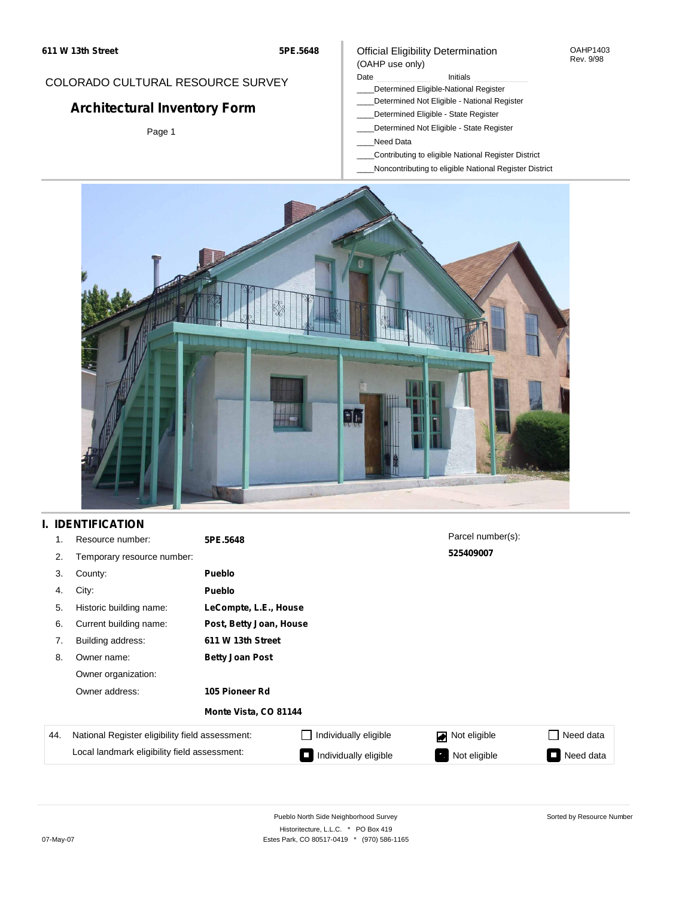611 W 13th Street

5PE.5648

COLORADO CULTURAL RESOURCE SURVEY

# Architectural Inventory Form

Official Eligibility Determination
(OAHP use only)

OAHP1403
Rev. 9/98

Date ______ Initials ______

____Determined Eligible-National Register
____Determined Not Eligible - National Register
____Determined Eligible - State Register
____Determined Not Eligible - State Register
____Need Data
____Contributing to eligible National Register District
____Noncontributing to eligible National Register District

## I. IDENTIFICATION

| | | |
|---|---|---|
| 1. | Resource number: | **5PE.5648** |
| 2. | Temporary resource number: | |
| 3. | County: | **Pueblo** |
| 4. | City: | **Pueblo** |
| 5. | Historic building name: | **LeCompte, L.E., House** |
| 6. | Current building name: | **Post, Betty Joan, House** |
| 7. | Building address: | **611 W 13th Street** |
| 8. | Owner name: | **Betty Joan Post** |
| | Owner organization: | |
| | Owner address: | **105 Pioneer Rd** |
| | | **Monte Vista, CO 81144** |

Parcel number(s):
**525409007**

| 44. | | | | |
|---|---|---|---|---|
| National Register eligibility field assessment: | ☐ Individually eligible | ☑ Not eligible | ☐ Need data |
| Local landmark eligibility field assessment: | ■ Individually eligible | ■ Not eligible | ■ Need data |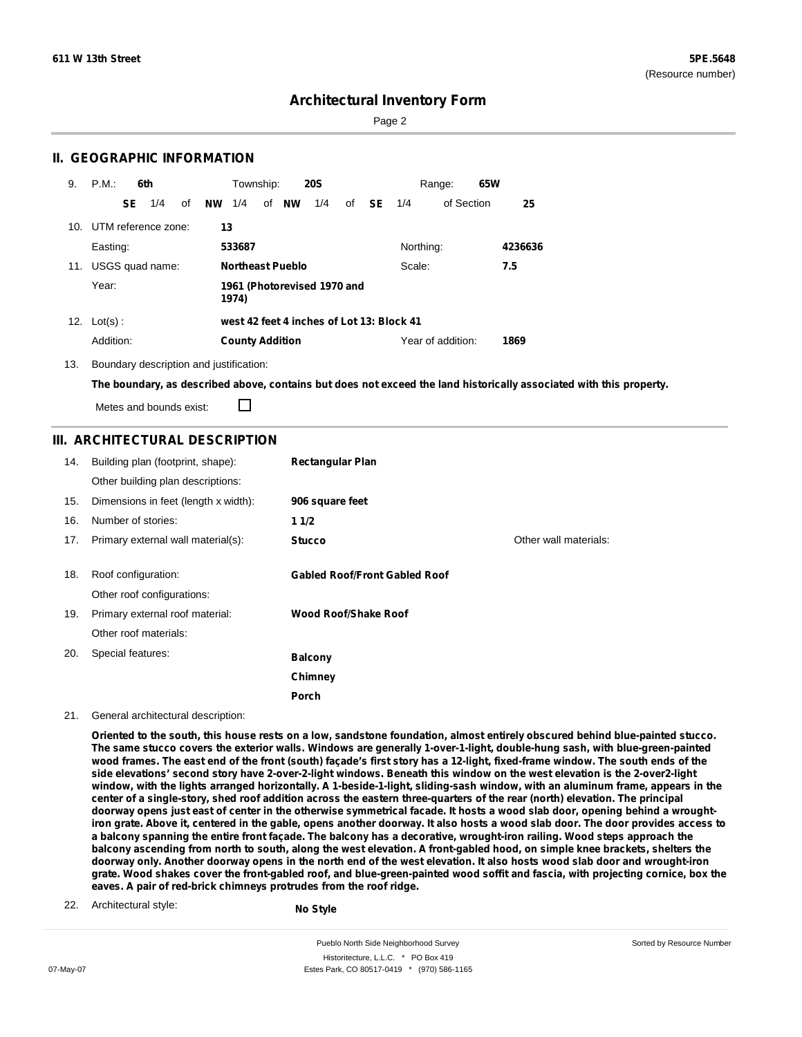# Architectural Inventory Form

## II. GEOGRAPHIC INFORMATION

9. P.M.: **6th** Township: **20S** Range: **65W**

**SE** 1/4 of **NW** 1/4 of **NW** 1/4 of **SE** 1/4 of Section **25**

10. UTM reference zone: **13**

Easting: **533687** Northing: **4236636**

11. USGS quad name: **Northeast Pueblo** Scale: **7.5**

Year: **1961 (Photorevised 1970 and 1974)**

12. Lot(s) : **west 42 feet 4 inches of Lot 13: Block 41**

Addition: **County Addition** Year of addition: **1869**

13. Boundary description and justification:

**The boundary, as described above, contains but does not exceed the land historically associated with this property.**

Metes and bounds exist: ☐

## III. ARCHITECTURAL DESCRIPTION

14. Building plan (footprint, shape): **Rectangular Plan**

Other building plan descriptions:

15. Dimensions in feet (length x width): **906 square feet**

16. Number of stories: **1 1/2**

17. Primary external wall material(s): **Stucco** Other wall materials:

18. Roof configuration: **Gabled Roof/Front Gabled Roof**

Other roof configurations:

19. Primary external roof material: **Wood Roof/Shake Roof**

Other roof materials:

20. Special features: **Balcony**, **Chimney**, **Porch**

21. General architectural description:

**Oriented to the south, this house rests on a low, sandstone foundation, almost entirely obscured behind blue-painted stucco. The same stucco covers the exterior walls. Windows are generally 1-over-1-light, double-hung sash, with blue-green-painted wood frames. The east end of the front (south) façade's first story has a 12-light, fixed-frame window. The south ends of the side elevations' second story have 2-over-2-light windows. Beneath this window on the west elevation is the 2-over2-light window, with the lights arranged horizontally. A 1-beside-1-light, sliding-sash window, with an aluminum frame, appears in the center of a single-story, shed roof addition across the eastern three-quarters of the rear (north) elevation. The principal doorway opens just east of center in the otherwise symmetrical facade. It hosts a wood slab door, opening behind a wrought-iron grate. Above it, centered in the gable, opens another doorway. It also hosts a wood slab door. The door provides access to a balcony spanning the entire front façade. The balcony has a decorative, wrought-iron railing. Wood steps approach the balcony ascending from north to south, along the west elevation. A front-gabled hood, on simple knee brackets, shelters the doorway only. Another doorway opens in the north end of the west elevation. It also hosts wood slab door and wrought-iron grate. Wood shakes cover the front-gabled roof, and blue-green-painted wood soffit and fascia, with projecting cornice, box the eaves. A pair of red-brick chimneys protrudes from the roof ridge.**

22. Architectural style: **No Style**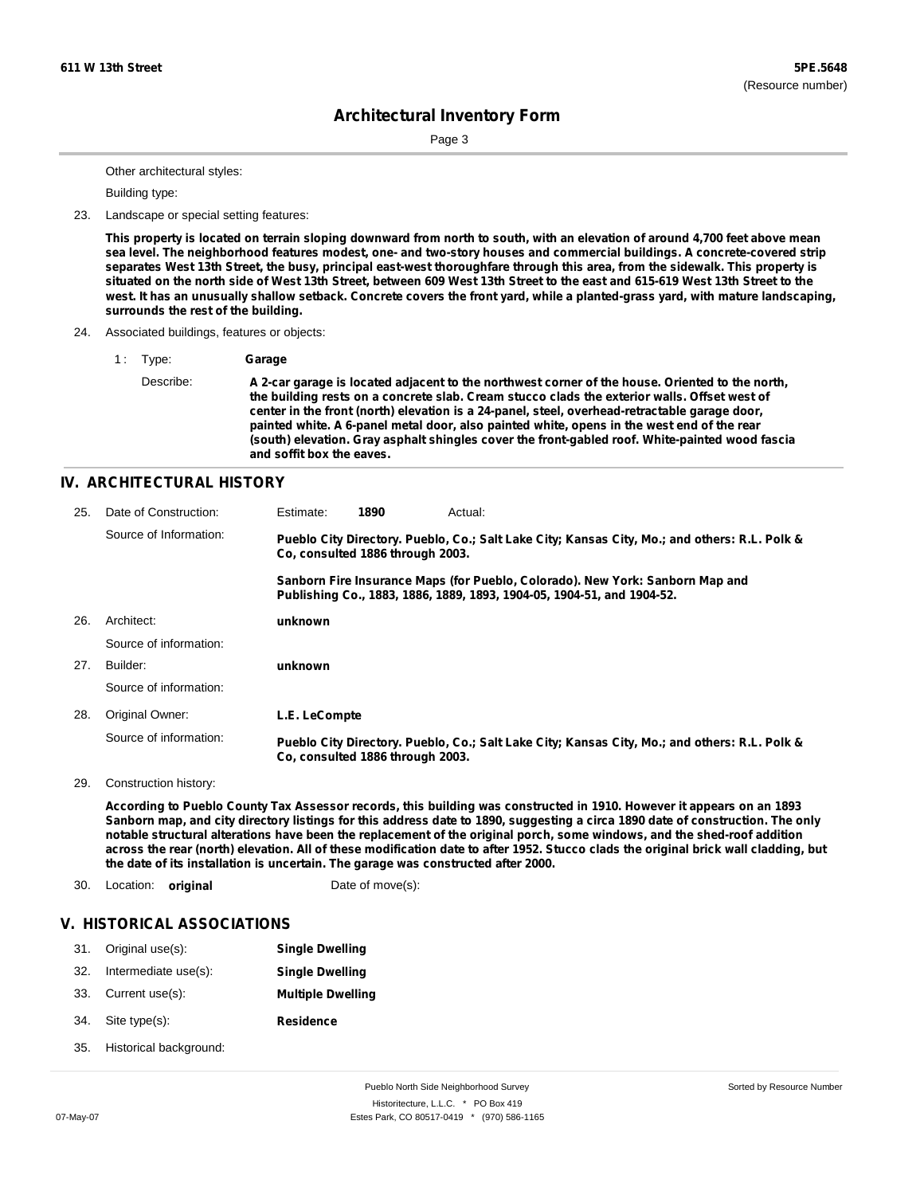Other architectural styles:

Building type:

23. Landscape or special setting features:

**This property is located on terrain sloping downward from north to south, with an elevation of around 4,700 feet above mean sea level. The neighborhood features modest, one- and two-story houses and commercial buildings. A concrete-covered strip separates West 13th Street, the busy, principal east-west thoroughfare through this area, from the sidewalk. This property is situated on the north side of West 13th Street, between 609 West 13th Street to the east and 615-619 West 13th Street to the west. It has an unusually shallow setback. Concrete covers the front yard, while a planted-grass yard, with mature landscaping, surrounds the rest of the building.**

24. Associated buildings, features or objects:

1 : Type: **Garage**

Describe: **A 2-car garage is located adjacent to the northwest corner of the house. Oriented to the north, the building rests on a concrete slab. Cream stucco clads the exterior walls. Offset west of center in the front (north) elevation is a 24-panel, steel, overhead-retractable garage door, painted white. A 6-panel metal door, also painted white, opens in the west end of the rear (south) elevation. Gray asphalt shingles cover the front-gabled roof. White-painted wood fascia and soffit box the eaves.**

## IV. ARCHITECTURAL HISTORY

25. Date of Construction: Estimate: **1890** Actual:

Source of Information: **Pueblo City Directory. Pueblo, Co.; Salt Lake City; Kansas City, Mo.; and others: R.L. Polk & Co, consulted 1886 through 2003.**

**Sanborn Fire Insurance Maps (for Pueblo, Colorado). New York: Sanborn Map and Publishing Co., 1883, 1886, 1889, 1893, 1904-05, 1904-51, and 1904-52.**

26. Architect: **unknown**

Source of information:

27. Builder: **unknown**

Source of information:

28. Original Owner: **L.E. LeCompte**

Source of information: **Pueblo City Directory. Pueblo, Co.; Salt Lake City; Kansas City, Mo.; and others: R.L. Polk & Co, consulted 1886 through 2003.**

29. Construction history:

**According to Pueblo County Tax Assessor records, this building was constructed in 1910. However it appears on an 1893 Sanborn map, and city directory listings for this address date to 1890, suggesting a circa 1890 date of construction. The only notable structural alterations have been the replacement of the original porch, some windows, and the shed-roof addition across the rear (north) elevation. All of these modification date to after 1952. Stucco clads the original brick wall cladding, but the date of its installation is uncertain. The garage was constructed after 2000.**

30. Location: **original** Date of move(s):

## V. HISTORICAL ASSOCIATIONS

31. Original use(s): **Single Dwelling**

32. Intermediate use(s): **Single Dwelling**

33. Current use(s): **Multiple Dwelling**

34. Site type(s): **Residence**

35. Historical background: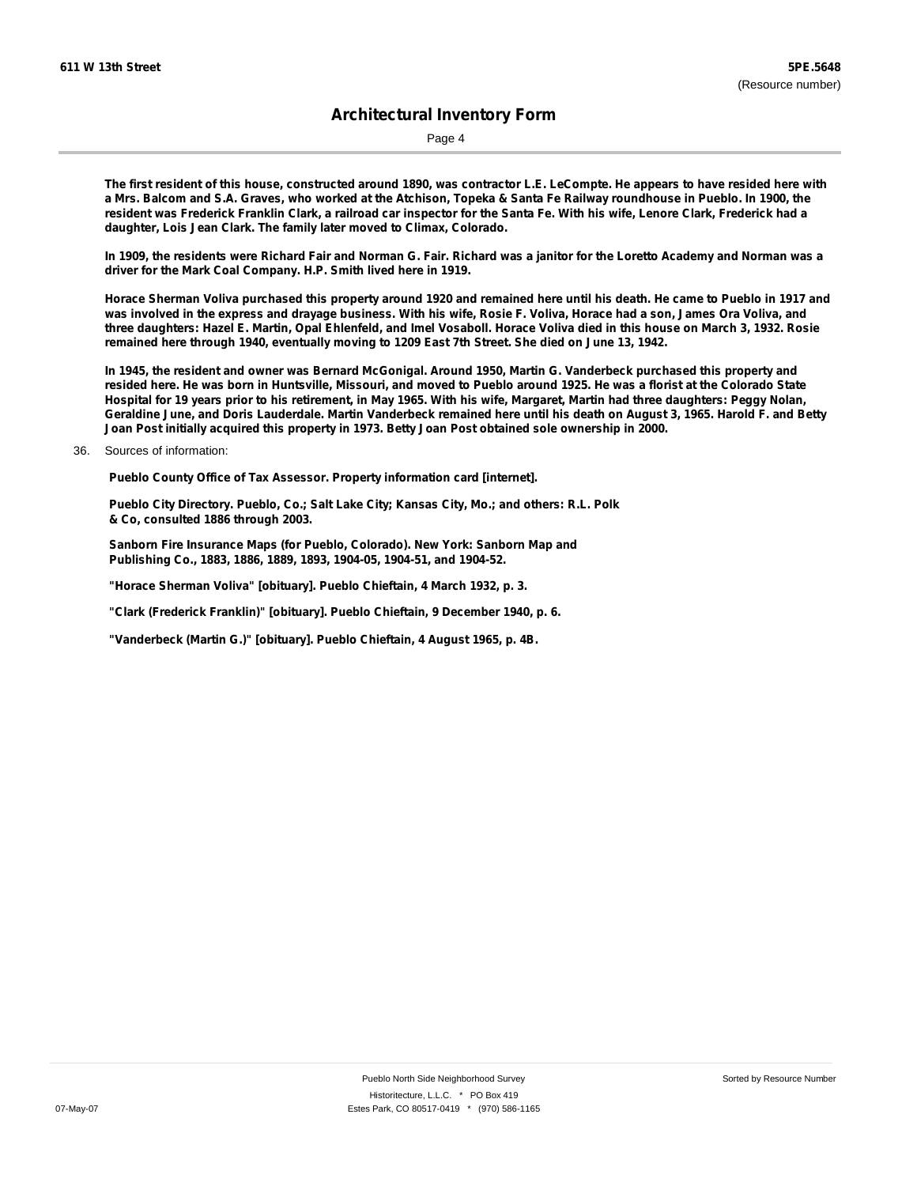The first resident of this house, constructed around 1890, was contractor L.E. LeCompte. He appears to have resided here with a Mrs. Balcom and S.A. Graves, who worked at the Atchison, Topeka & Santa Fe Railway roundhouse in Pueblo. In 1900, the resident was Frederick Franklin Clark, a railroad car inspector for the Santa Fe. With his wife, Lenore Clark, Frederick had a daughter, Lois Jean Clark. The family later moved to Climax, Colorado.

In 1909, the residents were Richard Fair and Norman G. Fair. Richard was a janitor for the Loretto Academy and Norman was a driver for the Mark Coal Company. H.P. Smith lived here in 1919.

Horace Sherman Voliva purchased this property around 1920 and remained here until his death. He came to Pueblo in 1917 and was involved in the express and drayage business. With his wife, Rosie F. Voliva, Horace had a son, James Ora Voliva, and three daughters: Hazel E. Martin, Opal Ehlenfeld, and Imel Vosaboll. Horace Voliva died in this house on March 3, 1932. Rosie remained here through 1940, eventually moving to 1209 East 7th Street. She died on June 13, 1942.

In 1945, the resident and owner was Bernard McGonigal. Around 1950, Martin G. Vanderbeck purchased this property and resided here. He was born in Huntsville, Missouri, and moved to Pueblo around 1925. He was a florist at the Colorado State Hospital for 19 years prior to his retirement, in May 1965. With his wife, Margaret, Martin had three daughters: Peggy Nolan, Geraldine June, and Doris Lauderdale. Martin Vanderbeck remained here until his death on August 3, 1965. Harold F. and Betty Joan Post initially acquired this property in 1973. Betty Joan Post obtained sole ownership in 2000.

36. Sources of information:

Pueblo County Office of Tax Assessor. Property information card [internet].

Pueblo City Directory. Pueblo, Co.; Salt Lake City; Kansas City, Mo.; and others: R.L. Polk & Co, consulted 1886 through 2003.

Sanborn Fire Insurance Maps (for Pueblo, Colorado). New York: Sanborn Map and Publishing Co., 1883, 1886, 1889, 1893, 1904-05, 1904-51, and 1904-52.

"Horace Sherman Voliva" [obituary]. Pueblo Chieftain, 4 March 1932, p. 3.

"Clark (Frederick Franklin)" [obituary]. Pueblo Chieftain, 9 December 1940, p. 6.

"Vanderbeck (Martin G.)" [obituary]. Pueblo Chieftain, 4 August 1965, p. 4B.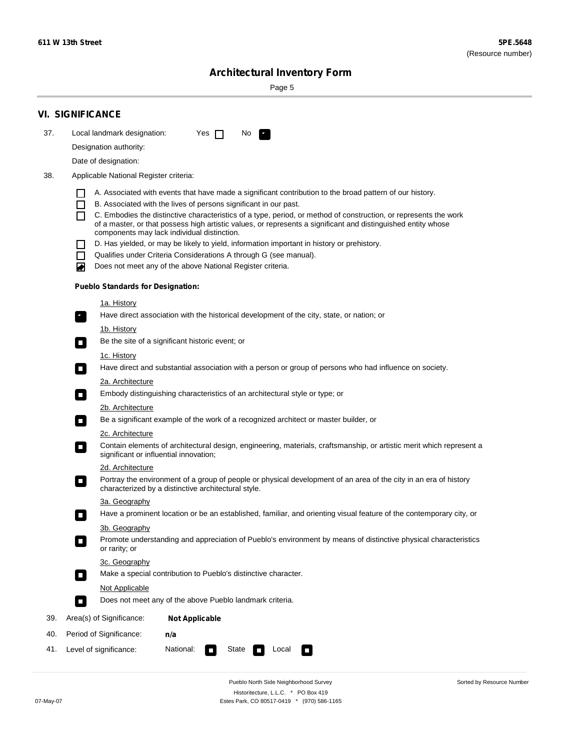## VI. SIGNIFICANCE

37. Local landmark designation: Yes ☐ No ☑

Designation authority:

Date of designation:

38. Applicable National Register criteria:

- ☐ A. Associated with events that have made a significant contribution to the broad pattern of our history.
- ☐ B. Associated with the lives of persons significant in our past.
- ☐ C. Embodies the distinctive characteristics of a type, period, or method of construction, or represents the work of a master, or that possess high artistic values, or represents a significant and distinguished entity whose components may lack individual distinction.
- ☐ D. Has yielded, or may be likely to yield, information important in history or prehistory.
- ☐ Qualifies under Criteria Considerations A through G (see manual).
- ☑ Does not meet any of the above National Register criteria.

**Pueblo Standards for Designation:**

1a. History
☑ Have direct association with the historical development of the city, state, or nation; or

1b. History
☐ Be the site of a significant historic event; or

1c. History
☐ Have direct and substantial association with a person or group of persons who had influence on society.

2a. Architecture
☐ Embody distinguishing characteristics of an architectural style or type; or

2b. Architecture
☐ Be a significant example of the work of a recognized architect or master builder, or

2c. Architecture
☐ Contain elements of architectural design, engineering, materials, craftsmanship, or artistic merit which represent a significant or influential innovation;

2d. Architecture
☐ Portray the environment of a group of people or physical development of an area of the city in an era of history characterized by a distinctive architectural style.

3a. Geography
☐ Have a prominent location or be an established, familiar, and orienting visual feature of the contemporary city, or

3b. Geography
☐ Promote understanding and appreciation of Pueblo's environment by means of distinctive physical characteristics or rarity; or

3c. Geography
☐ Make a special contribution to Pueblo's distinctive character.

Not Applicable
☐ Does not meet any of the above Pueblo landmark criteria.

39. Area(s) of Significance: **Not Applicable**

40. Period of Significance: **n/a**

41. Level of significance: National: ☐ State ☐ Local ☐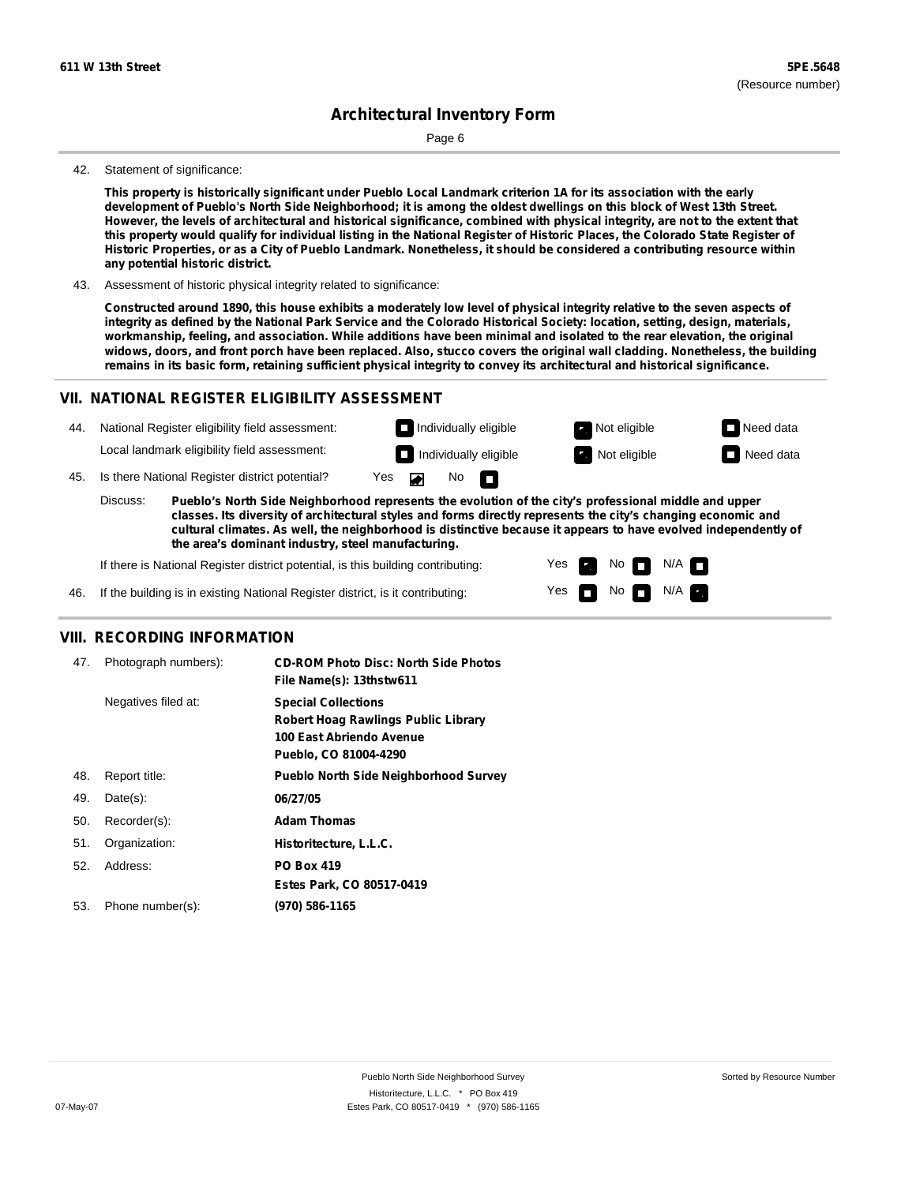42. Statement of significance:

**This property is historically significant under Pueblo Local Landmark criterion 1A for its association with the early development of Pueblo's North Side Neighborhood; it is among the oldest dwellings on this block of West 13th Street. However, the levels of architectural and historical significance, combined with physical integrity, are not to the extent that this property would qualify for individual listing in the National Register of Historic Places, the Colorado State Register of Historic Properties, or as a City of Pueblo Landmark. Nonetheless, it should be considered a contributing resource within any potential historic district.**

43. Assessment of historic physical integrity related to significance:

**Constructed around 1890, this house exhibits a moderately low level of physical integrity relative to the seven aspects of integrity as defined by the National Park Service and the Colorado Historical Society: location, setting, design, materials, workmanship, feeling, and association. While additions have been minimal and isolated to the rear elevation, the original widows, doors, and front porch have been replaced. Also, stucco covers the original wall cladding. Nonetheless, the building remains in its basic form, retaining sufficient physical integrity to convey its architectural and historical significance.**

## VII. NATIONAL REGISTER ELIGIBILITY ASSESSMENT

44. National Register eligibility field assessment: Individually eligible / **Not eligible (checked)** / Need data

Local landmark eligibility field assessment: Individually eligible / **Not eligible (checked)** / Need data

45. Is there National Register district potential? **Yes (checked)** / No

Discuss: **Pueblo's North Side Neighborhood represents the evolution of the city's professional middle and upper classes. Its diversity of architectural styles and forms directly represents the city's changing economic and cultural climates. As well, the neighborhood is distinctive because it appears to have evolved independently of the area's dominant industry, steel manufacturing.**

If there is National Register district potential, is this building contributing: **Yes (checked)** / No / N/A

46. If the building is in existing National Register district, is it contributing: Yes / No / **N/A (checked)**

## VIII. RECORDING INFORMATION

| | | |
|---|---|---|
| 47. | Photograph numbers): | **CD-ROM Photo Disc: North Side Photos**<br>**File Name(s): 13thstw611** |
| | Negatives filed at: | **Special Collections**<br>**Robert Hoag Rawlings Public Library**<br>**100 East Abriendo Avenue**<br>**Pueblo, CO 81004-4290** |
| 48. | Report title: | **Pueblo North Side Neighborhood Survey** |
| 49. | Date(s): | **06/27/05** |
| 50. | Recorder(s): | **Adam Thomas** |
| 51. | Organization: | **Historitecture, L.L.C.** |
| 52. | Address: | **PO Box 419**<br>**Estes Park, CO 80517-0419** |
| 53. | Phone number(s): | **(970) 586-1165** |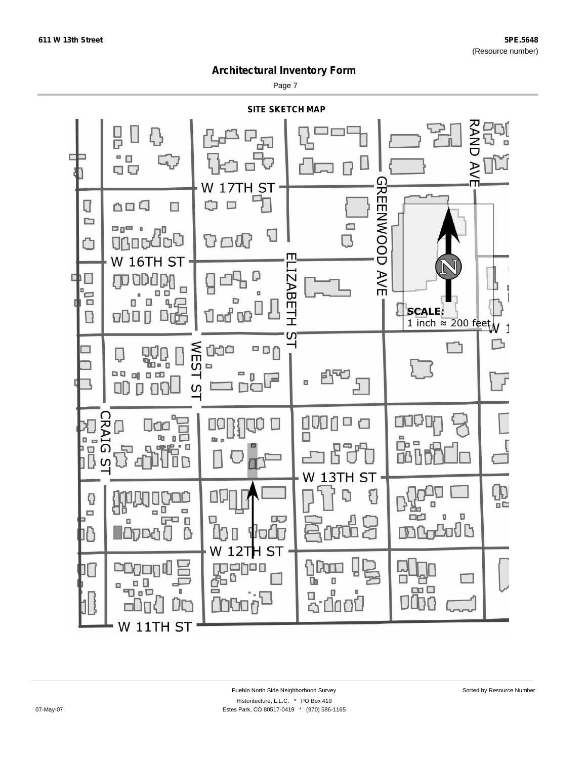611 W 13th Street

5PE.5648
(Resource number)

# Architectural Inventory Form

Page 7

## SITE SKETCH MAP

W 17TH ST
W 16TH ST
W 13TH ST
W 12TH ST
W 11TH ST
CRAIG ST
WEST ST
ELIZABETH ST
GREENWOOD AVE
RAND AVE

N

**SCALE:**
1 inch ≈ 200 feet

Pueblo North Side Neighborhood Survey

Sorted by Resource Number

Historitecture, L.L.C. * PO Box 419

07-May-07

Estes Park, CO 80517-0419 * (970) 586-1165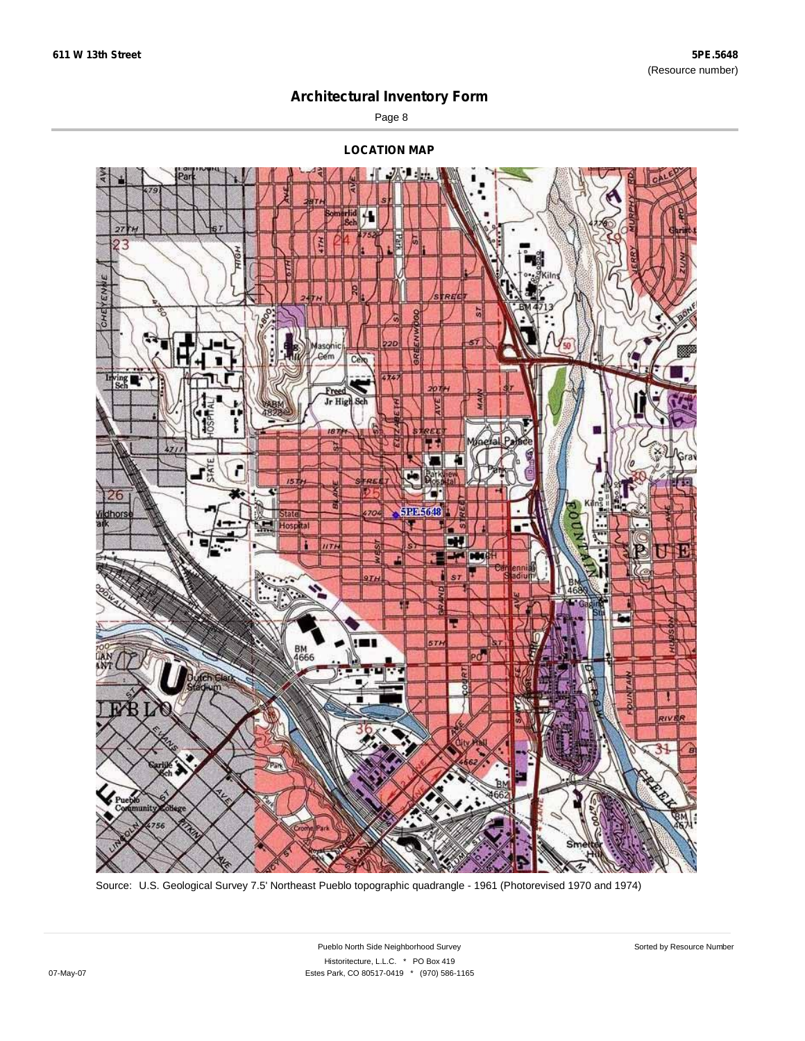# Architectural Inventory Form

## LOCATION MAP

Source: U.S. Geological Survey 7.5' Northeast Pueblo topographic quadrangle - 1961 (Photorevised 1970 and 1974)